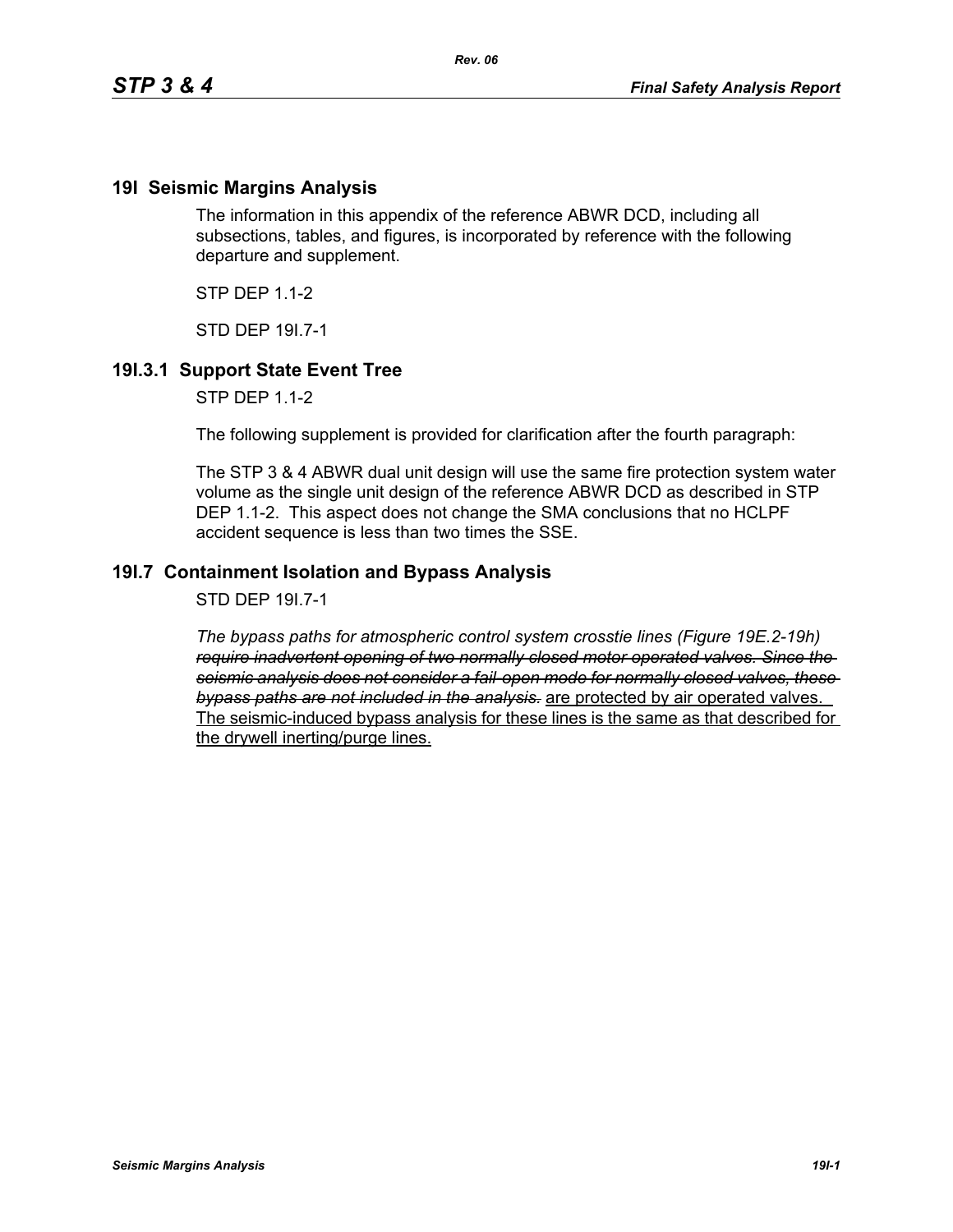## 19I Seismic Margins Analysis

The information in this appendix of the reference ABWR DCD, including all subsections, tables, and figures, is incorporated by reference with the following departure and supplement.

STP DEP 1.1-2

STD DEP 19I.7-1

### 19I.3.1 Support State Event Tree

STP DEP 1.1-2

The following supplement is provided for clarification after the fourth paragraph:

The STP 3 & 4 ABWR dual unit design will use the same fire protection system water volume as the single unit design of the reference ABWR DCD as described in STP DEP 1.1-2. This aspect does not change the SMA conclusions that no HCLPF accident sequence is less than two times the SSE.

### 19I.7 Containment Isolation and Bypass Analysis

STD DEP 19I.7-1

*The bypass paths for atmospheric control system crosstie lines (Figure 19E.2-19h)* ~~*require inadvertent opening of two normally closed motor operated valves. Since the seismic analysis does not consider a fail-open mode for normally closed valves, these bypass paths are not included in the analysis.*~~ <u>are protected by air operated valves. The seismic-induced bypass analysis for these lines is the same as that described for the drywell inerting/purge lines.</u>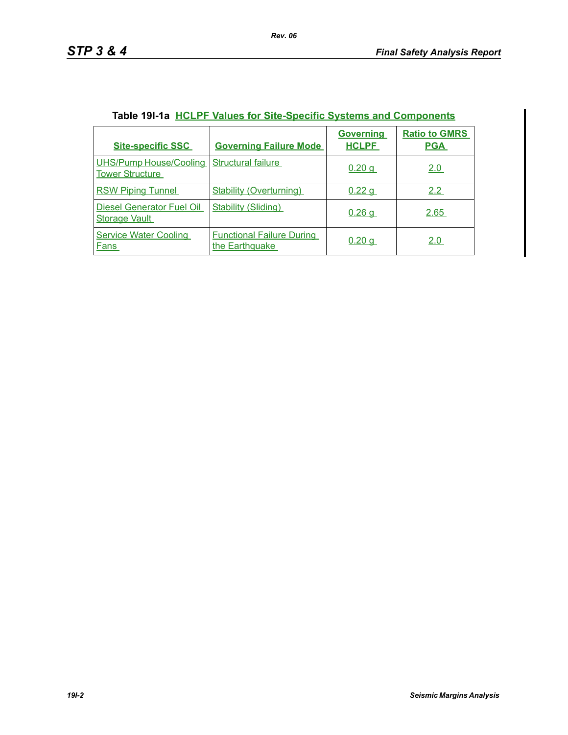**Table 19I-1a HCLPF Values for Site-Specific Systems and Components**

| Site-specific SSC | Governing Failure Mode | Governing HCLPF | Ratio to GMRS PGA |
|---|---|---|---|
| UHS/Pump House/Cooling Tower Structure | Structural failure | 0.20 g | 2.0 |
| RSW Piping Tunnel | Stability (Overturning) | 0.22 g | 2.2 |
| Diesel Generator Fuel Oil Storage Vault | Stability (Sliding) | 0.26 g | 2.65 |
| Service Water Cooling Fans | Functional Failure During the Earthquake | 0.20 g | 2.0 |